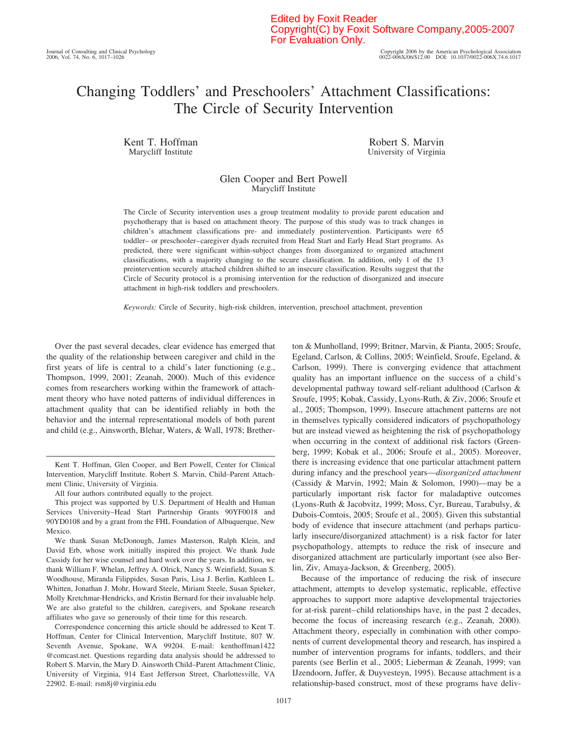# Changing Toddlers' and Preschoolers' Attachment Classifications: The Circle of Security Intervention

Kent T. Hoffman
Marycliff Institute

Robert S. Marvin
University of Virginia

Glen Cooper and Bert Powell
Marycliff Institute

The Circle of Security intervention uses a group treatment modality to provide parent education and psychotherapy that is based on attachment theory. The purpose of this study was to track changes in children's attachment classifications pre- and immediately postintervention. Participants were 65 toddler– or preschooler–caregiver dyads recruited from Head Start and Early Head Start programs. As predicted, there were significant within-subject changes from disorganized to organized attachment classifications, with a majority changing to the secure classification. In addition, only 1 of the 13 preintervention securely attached children shifted to an insecure classification. Results suggest that the Circle of Security protocol is a promising intervention for the reduction of disorganized and insecure attachment in high-risk toddlers and preschoolers.

*Keywords:* Circle of Security, high-risk children, intervention, preschool attachment, prevention

Over the past several decades, clear evidence has emerged that the quality of the relationship between caregiver and child in the first years of life is central to a child's later functioning (e.g., Thompson, 1999, 2001; Zeanah, 2000). Much of this evidence comes from researchers working within the framework of attachment theory who have noted patterns of individual differences in attachment quality that can be identified reliably in both the behavior and the internal representational models of both parent and child (e.g., Ainsworth, Blehar, Waters, & Wall, 1978; Bretherton & Munholland, 1999; Britner, Marvin, & Pianta, 2005; Sroufe, Egeland, Carlson, & Collins, 2005; Weinfield, Sroufe, Egeland, & Carlson, 1999). There is converging evidence that attachment quality has an important influence on the success of a child's developmental pathway toward self-reliant adulthood (Carlson & Sroufe, 1995; Kobak, Cassidy, Lyons-Ruth, & Ziv, 2006; Sroufe et al., 2005; Thompson, 1999). Insecure attachment patterns are not in themselves typically considered indicators of psychopathology but are instead viewed as heightening the risk of psychopathology when occurring in the context of additional risk factors (Greenberg, 1999; Kobak et al., 2006; Sroufe et al., 2005). Moreover, there is increasing evidence that one particular attachment pattern during infancy and the preschool years—*disorganized attachment* (Cassidy & Marvin, 1992; Main & Solomon, 1990)—may be a particularly important risk factor for maladaptive outcomes (Lyons-Ruth & Jacobvitz, 1999; Moss, Cyr, Bureau, Tarabulsy, & Dubois-Comtois, 2005; Sroufe et al., 2005). Given this substantial body of evidence that insecure attachment (and perhaps particularly insecure/disorganized attachment) is a risk factor for later psychopathology, attempts to reduce the risk of insecure and disorganized attachment are particularly important (see also Berlin, Ziv, Amaya-Jackson, & Greenberg, 2005).

Because of the importance of reducing the risk of insecure attachment, attempts to develop systematic, replicable, effective approaches to support more adaptive developmental trajectories for at-risk parent–child relationships have, in the past 2 decades, become the focus of increasing research (e.g., Zeanah, 2000). Attachment theory, especially in combination with other components of current developmental theory and research, has inspired a number of intervention programs for infants, toddlers, and their parents (see Berlin et al., 2005; Lieberman & Zeanah, 1999; van IJzendoorn, Juffer, & Duyvesteyn, 1995). Because attachment is a relationship-based construct, most of these programs have deliv-

---

Kent T. Hoffman, Glen Cooper, and Bert Powell, Center for Clinical Intervention, Marycliff Institute. Robert S. Marvin, Child–Parent Attachment Clinic, University of Virginia.

All four authors contributed equally to the project.

This project was supported by U.S. Department of Health and Human Services University–Head Start Partnership Grants 90YF0018 and 90YD0108 and by a grant from the FHL Foundation of Albuquerque, New Mexico.

We thank Susan McDonough, James Masterson, Ralph Klein, and David Erb, whose work initially inspired this project. We thank Jude Cassidy for her wise counsel and hard work over the years. In addition, we thank William F. Whelan, Jeffrey A. Olrick, Nancy S. Weinfield, Susan S. Woodhouse, Miranda Filippides, Susan Paris, Lisa J. Berlin, Kathleen L. Whitten, Jonathan J. Mohr, Howard Steele, Miriam Steele, Susan Spieker, Molly Kretchmar-Hendricks, and Kristin Bernard for their invaluable help. We are also grateful to the children, caregivers, and Spokane research affiliates who gave so generously of their time for this research.

Correspondence concerning this article should be addressed to Kent T. Hoffman, Center for Clinical Intervention, Marycliff Institute, 807 W. Seventh Avenue, Spokane, WA 99204. E-mail: kenthoffman1422@comcast.net. Questions regarding data analysis should be addressed to Robert S. Marvin, the Mary D. Ainsworth Child–Parent Attachment Clinic, University of Virginia, 914 East Jefferson Street, Charlottesville, VA 22902. E-mail: rsm8j@virginia.edu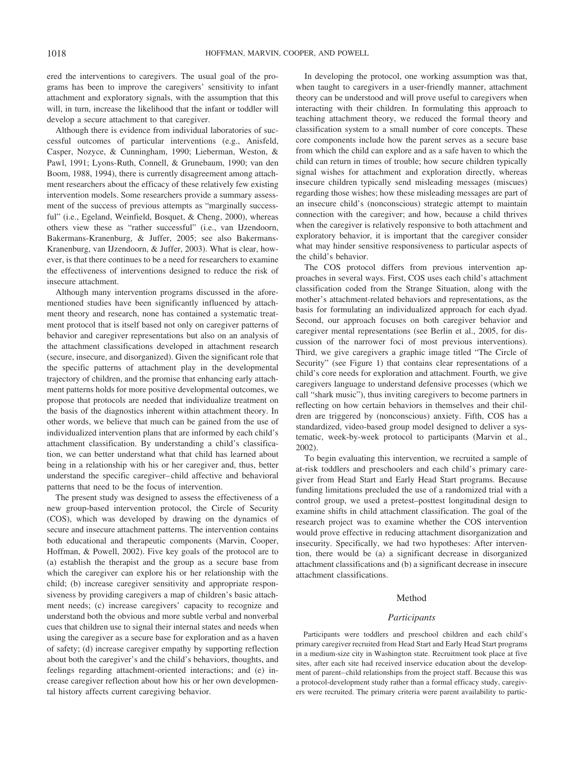ered the interventions to caregivers. The usual goal of the programs has been to improve the caregivers' sensitivity to infant attachment and exploratory signals, with the assumption that this will, in turn, increase the likelihood that the infant or toddler will develop a secure attachment to that caregiver.

Although there is evidence from individual laboratories of successful outcomes of particular interventions (e.g., Anisfeld, Casper, Nozyce, & Cunningham, 1990; Lieberman, Weston, & Pawl, 1991; Lyons-Ruth, Connell, & Grunebaum, 1990; van den Boom, 1988, 1994), there is currently disagreement among attachment researchers about the efficacy of these relatively few existing intervention models. Some researchers provide a summary assessment of the success of previous attempts as "marginally successful" (i.e., Egeland, Weinfield, Bosquet, & Cheng, 2000), whereas others view these as "rather successful" (i.e., van IJzendoorn, Bakermans-Kranenburg, & Juffer, 2005; see also Bakermans-Kranenburg, van IJzendoorn, & Juffer, 2003). What is clear, however, is that there continues to be a need for researchers to examine the effectiveness of interventions designed to reduce the risk of insecure attachment.

Although many intervention programs discussed in the aforementioned studies have been significantly influenced by attachment theory and research, none has contained a systematic treatment protocol that is itself based not only on caregiver patterns of behavior and caregiver representations but also on an analysis of the attachment classifications developed in attachment research (secure, insecure, and disorganized). Given the significant role that the specific patterns of attachment play in the developmental trajectory of children, and the promise that enhancing early attachment patterns holds for more positive developmental outcomes, we propose that protocols are needed that individualize treatment on the basis of the diagnostics inherent within attachment theory. In other words, we believe that much can be gained from the use of individualized intervention plans that are informed by each child's attachment classification. By understanding a child's classification, we can better understand what that child has learned about being in a relationship with his or her caregiver and, thus, better understand the specific caregiver–child affective and behavioral patterns that need to be the focus of intervention.

The present study was designed to assess the effectiveness of a new group-based intervention protocol, the Circle of Security (COS), which was developed by drawing on the dynamics of secure and insecure attachment patterns. The intervention contains both educational and therapeutic components (Marvin, Cooper, Hoffman, & Powell, 2002). Five key goals of the protocol are to (a) establish the therapist and the group as a secure base from which the caregiver can explore his or her relationship with the child; (b) increase caregiver sensitivity and appropriate responsiveness by providing caregivers a map of children's basic attachment needs; (c) increase caregivers' capacity to recognize and understand both the obvious and more subtle verbal and nonverbal cues that children use to signal their internal states and needs when using the caregiver as a secure base for exploration and as a haven of safety; (d) increase caregiver empathy by supporting reflection about both the caregiver's and the child's behaviors, thoughts, and feelings regarding attachment-oriented interactions; and (e) increase caregiver reflection about how his or her own developmental history affects current caregiving behavior.

In developing the protocol, one working assumption was that, when taught to caregivers in a user-friendly manner, attachment theory can be understood and will prove useful to caregivers when interacting with their children. In formulating this approach to teaching attachment theory, we reduced the formal theory and classification system to a small number of core concepts. These core components include how the parent serves as a secure base from which the child can explore and as a safe haven to which the child can return in times of trouble; how secure children typically signal wishes for attachment and exploration directly, whereas insecure children typically send misleading messages (miscues) regarding those wishes; how these misleading messages are part of an insecure child's (nonconscious) strategic attempt to maintain connection with the caregiver; and how, because a child thrives when the caregiver is relatively responsive to both attachment and exploratory behavior, it is important that the caregiver consider what may hinder sensitive responsiveness to particular aspects of the child's behavior.

The COS protocol differs from previous intervention approaches in several ways. First, COS uses each child's attachment classification coded from the Strange Situation, along with the mother's attachment-related behaviors and representations, as the basis for formulating an individualized approach for each dyad. Second, our approach focuses on both caregiver behavior and caregiver mental representations (see Berlin et al., 2005, for discussion of the narrower foci of most previous interventions). Third, we give caregivers a graphic image titled "The Circle of Security" (see Figure 1) that contains clear representations of a child's core needs for exploration and attachment. Fourth, we give caregivers language to understand defensive processes (which we call "shark music"), thus inviting caregivers to become partners in reflecting on how certain behaviors in themselves and their children are triggered by (nonconscious) anxiety. Fifth, COS has a standardized, video-based group model designed to deliver a systematic, week-by-week protocol to participants (Marvin et al., 2002).

To begin evaluating this intervention, we recruited a sample of at-risk toddlers and preschoolers and each child's primary caregiver from Head Start and Early Head Start programs. Because funding limitations precluded the use of a randomized trial with a control group, we used a pretest–posttest longitudinal design to examine shifts in child attachment classification. The goal of the research project was to examine whether the COS intervention would prove effective in reducing attachment disorganization and insecurity. Specifically, we had two hypotheses: After intervention, there would be (a) a significant decrease in disorganized attachment classifications and (b) a significant decrease in insecure attachment classifications.

## Method

### *Participants*

Participants were toddlers and preschool children and each child's primary caregiver recruited from Head Start and Early Head Start programs in a medium-size city in Washington state. Recruitment took place at five sites, after each site had received inservice education about the development of parent–child relationships from the project staff. Because this was a protocol-development study rather than a formal efficacy study, caregivers were recruited. The primary criteria were parent availability to partic-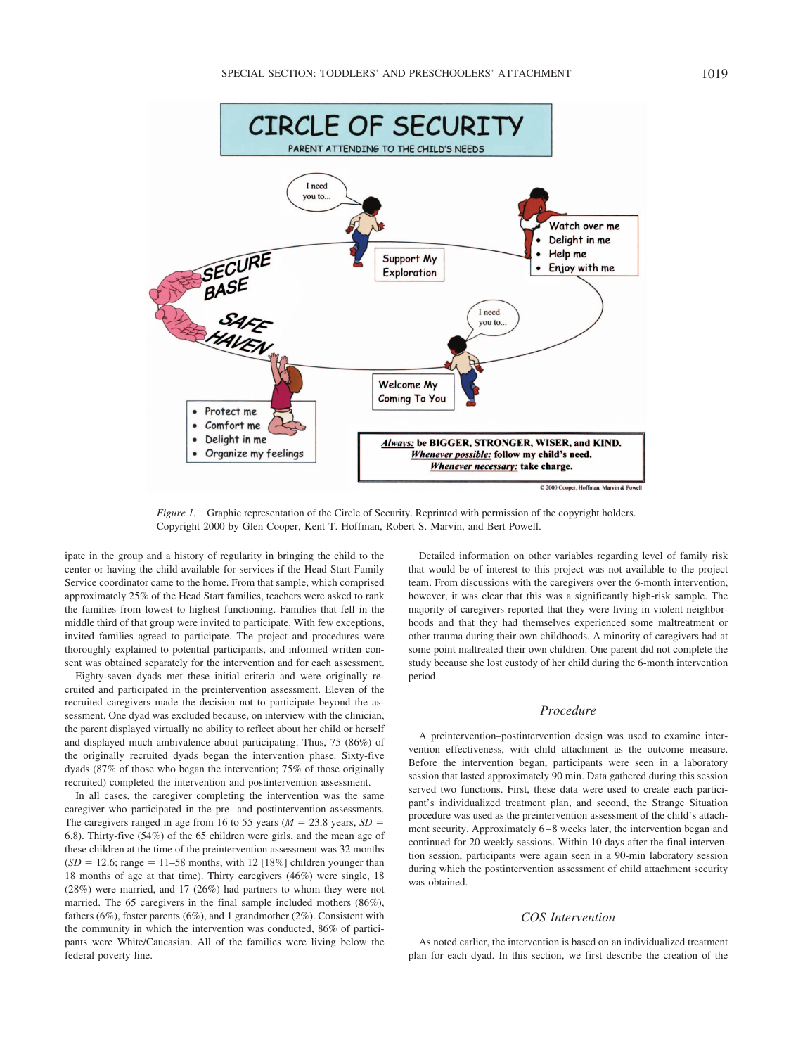*Figure 1.* Graphic representation of the Circle of Security. Reprinted with permission of the copyright holders. Copyright 2000 by Glen Cooper, Kent T. Hoffman, Robert S. Marvin, and Bert Powell.

ipate in the group and a history of regularity in bringing the child to the center or having the child available for services if the Head Start Family Service coordinator came to the home. From that sample, which comprised approximately 25% of the Head Start families, teachers were asked to rank the families from lowest to highest functioning. Families that fell in the middle third of that group were invited to participate. With few exceptions, invited families agreed to participate. The project and procedures were thoroughly explained to potential participants, and informed written consent was obtained separately for the intervention and for each assessment.

Eighty-seven dyads met these initial criteria and were originally recruited and participated in the preintervention assessment. Eleven of the recruited caregivers made the decision not to participate beyond the assessment. One dyad was excluded because, on interview with the clinician, the parent displayed virtually no ability to reflect about her child or herself and displayed much ambivalence about participating. Thus, 75 (86%) of the originally recruited dyads began the intervention phase. Sixty-five dyads (87% of those who began the intervention; 75% of those originally recruited) completed the intervention and postintervention assessment.

In all cases, the caregiver completing the intervention was the same caregiver who participated in the pre- and postintervention assessments. The caregivers ranged in age from 16 to 55 years ($M$ = 23.8 years, $SD$ = 6.8). Thirty-five (54%) of the 65 children were girls, and the mean age of these children at the time of the preintervention assessment was 32 months ($SD$ = 12.6; range = 11–58 months, with 12 [18%] children younger than 18 months of age at that time). Thirty caregivers (46%) were single, 18 (28%) were married, and 17 (26%) had partners to whom they were not married. The 65 caregivers in the final sample included mothers (86%), fathers (6%), foster parents (6%), and 1 grandmother (2%). Consistent with the community in which the intervention was conducted, 86% of participants were White/Caucasian. All of the families were living below the federal poverty line.

Detailed information on other variables regarding level of family risk that would be of interest to this project was not available to the project team. From discussions with the caregivers over the 6-month intervention, however, it was clear that this was a significantly high-risk sample. The majority of caregivers reported that they were living in violent neighborhoods and that they had themselves experienced some maltreatment or other trauma during their own childhoods. A minority of caregivers had at some point maltreated their own children. One parent did not complete the study because she lost custody of her child during the 6-month intervention period.

## *Procedure*

A preintervention–postintervention design was used to examine intervention effectiveness, with child attachment as the outcome measure. Before the intervention began, participants were seen in a laboratory session that lasted approximately 90 min. Data gathered during this session served two functions. First, these data were used to create each participant's individualized treatment plan, and second, the Strange Situation procedure was used as the preintervention assessment of the child's attachment security. Approximately 6–8 weeks later, the intervention began and continued for 20 weekly sessions. Within 10 days after the final intervention session, participants were again seen in a 90-min laboratory session during which the postintervention assessment of child attachment security was obtained.

## *COS Intervention*

As noted earlier, the intervention is based on an individualized treatment plan for each dyad. In this section, we first describe the creation of the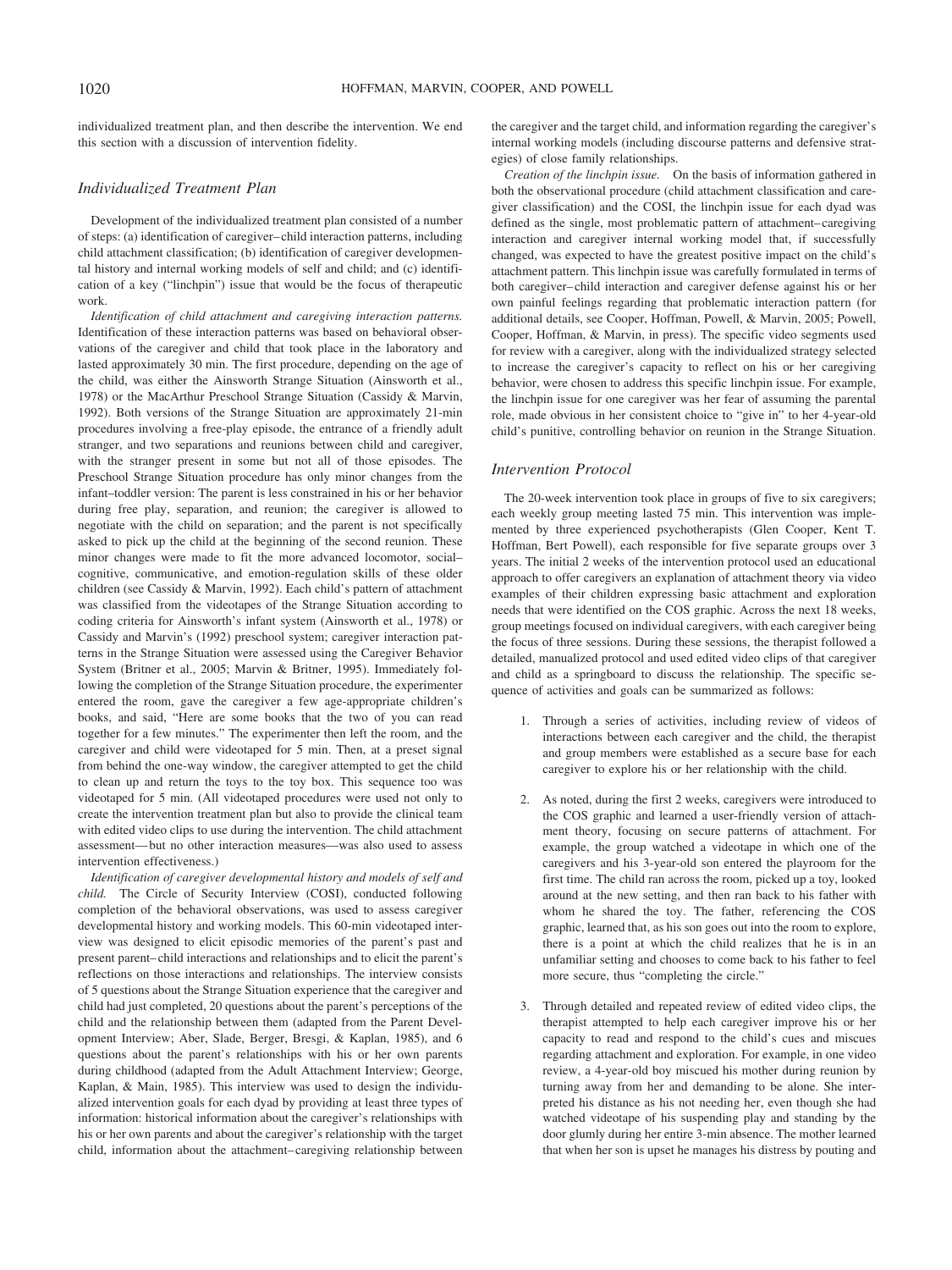individualized treatment plan, and then describe the intervention. We end this section with a discussion of intervention fidelity.

### Individualized Treatment Plan

Development of the individualized treatment plan consisted of a number of steps: (a) identification of caregiver–child interaction patterns, including child attachment classification; (b) identification of caregiver developmental history and internal working models of self and child; and (c) identification of a key ("linchpin") issue that would be the focus of therapeutic work.

*Identification of child attachment and caregiving interaction patterns.* Identification of these interaction patterns was based on behavioral observations of the caregiver and child that took place in the laboratory and lasted approximately 30 min. The first procedure, depending on the age of the child, was either the Ainsworth Strange Situation (Ainsworth et al., 1978) or the MacArthur Preschool Strange Situation (Cassidy & Marvin, 1992). Both versions of the Strange Situation are approximately 21-min procedures involving a free-play episode, the entrance of a friendly adult stranger, and two separations and reunions between child and caregiver, with the stranger present in some but not all of those episodes. The Preschool Strange Situation procedure has only minor changes from the infant–toddler version: The parent is less constrained in his or her behavior during free play, separation, and reunion; the caregiver is allowed to negotiate with the child on separation; and the parent is not specifically asked to pick up the child at the beginning of the second reunion. These minor changes were made to fit the more advanced locomotor, social–cognitive, communicative, and emotion-regulation skills of these older children (see Cassidy & Marvin, 1992). Each child's pattern of attachment was classified from the videotapes of the Strange Situation according to coding criteria for Ainsworth's infant system (Ainsworth et al., 1978) or Cassidy and Marvin's (1992) preschool system; caregiver interaction patterns in the Strange Situation were assessed using the Caregiver Behavior System (Britner et al., 2005; Marvin & Britner, 1995). Immediately following the completion of the Strange Situation procedure, the experimenter entered the room, gave the caregiver a few age-appropriate children's books, and said, "Here are some books that the two of you can read together for a few minutes." The experimenter then left the room, and the caregiver and child were videotaped for 5 min. Then, at a preset signal from behind the one-way window, the caregiver attempted to get the child to clean up and return the toys to the toy box. This sequence too was videotaped for 5 min. (All videotaped procedures were used not only to create the intervention treatment plan but also to provide the clinical team with edited video clips to use during the intervention. The child attachment assessment—but no other interaction measures—was also used to assess intervention effectiveness.)

*Identification of caregiver developmental history and models of self and child.* The Circle of Security Interview (COSI), conducted following completion of the behavioral observations, was used to assess caregiver developmental history and working models. This 60-min videotaped interview was designed to elicit episodic memories of the parent's past and present parent–child interactions and relationships and to elicit the parent's reflections on those interactions and relationships. The interview consists of 5 questions about the Strange Situation experience that the caregiver and child had just completed, 20 questions about the parent's perceptions of the child and the relationship between them (adapted from the Parent Development Interview; Aber, Slade, Berger, Bresgi, & Kaplan, 1985), and 6 questions about the parent's relationships with his or her own parents during childhood (adapted from the Adult Attachment Interview; George, Kaplan, & Main, 1985). This interview was used to design the individualized intervention goals for each dyad by providing at least three types of information: historical information about the caregiver's relationships with his or her own parents and about the caregiver's relationship with the target child, information about the attachment–caregiving relationship between the caregiver and the target child, and information regarding the caregiver's internal working models (including discourse patterns and defensive strategies) of close family relationships.

*Creation of the linchpin issue.* On the basis of information gathered in both the observational procedure (child attachment classification and caregiver classification) and the COSI, the linchpin issue for each dyad was defined as the single, most problematic pattern of attachment–caregiving interaction and caregiver internal working model that, if successfully changed, was expected to have the greatest positive impact on the child's attachment pattern. This linchpin issue was carefully formulated in terms of both caregiver–child interaction and caregiver defense against his or her own painful feelings regarding that problematic interaction pattern (for additional details, see Cooper, Hoffman, Powell, & Marvin, 2005; Powell, Cooper, Hoffman, & Marvin, in press). The specific video segments used for review with a caregiver, along with the individualized strategy selected to increase the caregiver's capacity to reflect on his or her caregiving behavior, were chosen to address this specific linchpin issue. For example, the linchpin issue for one caregiver was her fear of assuming the parental role, made obvious in her consistent choice to "give in" to her 4-year-old child's punitive, controlling behavior on reunion in the Strange Situation.

### Intervention Protocol

The 20-week intervention took place in groups of five to six caregivers; each weekly group meeting lasted 75 min. This intervention was implemented by three experienced psychotherapists (Glen Cooper, Kent T. Hoffman, Bert Powell), each responsible for five separate groups over 3 years. The initial 2 weeks of the intervention protocol used an educational approach to offer caregivers an explanation of attachment theory via video examples of their children expressing basic attachment and exploration needs that were identified on the COS graphic. Across the next 18 weeks, group meetings focused on individual caregivers, with each caregiver being the focus of three sessions. During these sessions, the therapist followed a detailed, manualized protocol and used edited video clips of that caregiver and child as a springboard to discuss the relationship. The specific sequence of activities and goals can be summarized as follows:

1. Through a series of activities, including review of videos of interactions between each caregiver and the child, the therapist and group members were established as a secure base for each caregiver to explore his or her relationship with the child.

2. As noted, during the first 2 weeks, caregivers were introduced to the COS graphic and learned a user-friendly version of attachment theory, focusing on secure patterns of attachment. For example, the group watched a videotape in which one of the caregivers and his 3-year-old son entered the playroom for the first time. The child ran across the room, picked up a toy, looked around at the new setting, and then ran back to his father with whom he shared the toy. The father, referencing the COS graphic, learned that, as his son goes out into the room to explore, there is a point at which the child realizes that he is in an unfamiliar setting and chooses to come back to his father to feel more secure, thus "completing the circle."

3. Through detailed and repeated review of edited video clips, the therapist attempted to help each caregiver improve his or her capacity to read and respond to the child's cues and miscues regarding attachment and exploration. For example, in one video review, a 4-year-old boy miscued his mother during reunion by turning away from her and demanding to be alone. She interpreted his distance as his not needing her, even though she had watched videotape of his suspending play and standing by the door glumly during her entire 3-min absence. The mother learned that when her son is upset he manages his distress by pouting and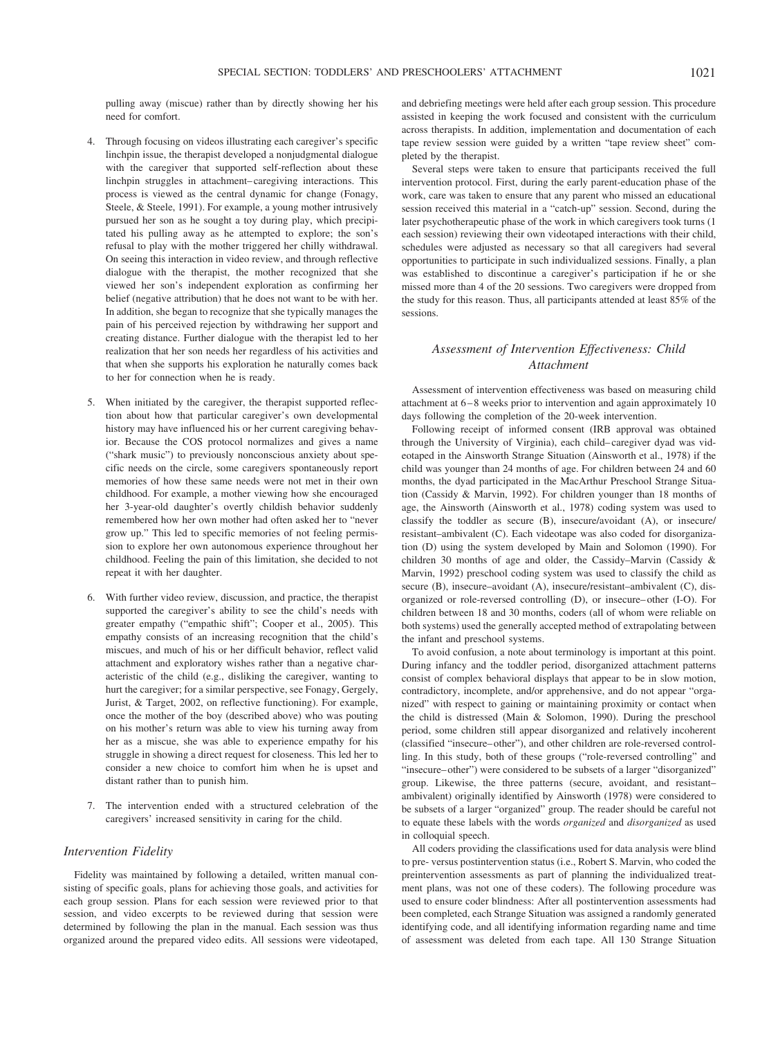pulling away (miscue) rather than by directly showing her his need for comfort.

4. Through focusing on videos illustrating each caregiver's specific linchpin issue, the therapist developed a nonjudgmental dialogue with the caregiver that supported self-reflection about these linchpin struggles in attachment–caregiving interactions. This process is viewed as the central dynamic for change (Fonagy, Steele, & Steele, 1991). For example, a young mother intrusively pursued her son as he sought a toy during play, which precipitated his pulling away as he attempted to explore; the son's refusal to play with the mother triggered her chilly withdrawal. On seeing this interaction in video review, and through reflective dialogue with the therapist, the mother recognized that she viewed her son's independent exploration as confirming her belief (negative attribution) that he does not want to be with her. In addition, she began to recognize that she typically manages the pain of his perceived rejection by withdrawing her support and creating distance. Further dialogue with the therapist led to her realization that her son needs her regardless of his activities and that when she supports his exploration he naturally comes back to her for connection when he is ready.

5. When initiated by the caregiver, the therapist supported reflection about how that particular caregiver's own developmental history may have influenced his or her current caregiving behavior. Because the COS protocol normalizes and gives a name ("shark music") to previously nonconscious anxiety about specific needs on the circle, some caregivers spontaneously report memories of how these same needs were not met in their own childhood. For example, a mother viewing how she encouraged her 3-year-old daughter's overtly childish behavior suddenly remembered how her own mother had often asked her to "never grow up." This led to specific memories of not feeling permission to explore her own autonomous experience throughout her childhood. Feeling the pain of this limitation, she decided to not repeat it with her daughter.

6. With further video review, discussion, and practice, the therapist supported the caregiver's ability to see the child's needs with greater empathy ("empathic shift"; Cooper et al., 2005). This empathy consists of an increasing recognition that the child's miscues, and much of his or her difficult behavior, reflect valid attachment and exploratory wishes rather than a negative characteristic of the child (e.g., disliking the caregiver, wanting to hurt the caregiver; for a similar perspective, see Fonagy, Gergely, Jurist, & Target, 2002, on reflective functioning). For example, once the mother of the boy (described above) who was pouting on his mother's return was able to view his turning away from her as a miscue, she was able to experience empathy for his struggle in showing a direct request for closeness. This led her to consider a new choice to comfort him when he is upset and distant rather than to punish him.

7. The intervention ended with a structured celebration of the caregivers' increased sensitivity in caring for the child.

### *Intervention Fidelity*

Fidelity was maintained by following a detailed, written manual consisting of specific goals, plans for achieving those goals, and activities for each group session. Plans for each session were reviewed prior to that session, and video excerpts to be reviewed during that session were determined by following the plan in the manual. Each session was thus organized around the prepared video edits. All sessions were videotaped, and debriefing meetings were held after each group session. This procedure assisted in keeping the work focused and consistent with the curriculum across therapists. In addition, implementation and documentation of each tape review session were guided by a written "tape review sheet" completed by the therapist.

Several steps were taken to ensure that participants received the full intervention protocol. First, during the early parent-education phase of the work, care was taken to ensure that any parent who missed an educational session received this material in a "catch-up" session. Second, during the later psychotherapeutic phase of the work in which caregivers took turns (1 each session) reviewing their own videotaped interactions with their child, schedules were adjusted as necessary so that all caregivers had several opportunities to participate in such individualized sessions. Finally, a plan was established to discontinue a caregiver's participation if he or she missed more than 4 of the 20 sessions. Two caregivers were dropped from the study for this reason. Thus, all participants attended at least 85% of the sessions.

## *Assessment of Intervention Effectiveness: Child Attachment*

Assessment of intervention effectiveness was based on measuring child attachment at 6–8 weeks prior to intervention and again approximately 10 days following the completion of the 20-week intervention.

Following receipt of informed consent (IRB approval was obtained through the University of Virginia), each child–caregiver dyad was videotaped in the Ainsworth Strange Situation (Ainsworth et al., 1978) if the child was younger than 24 months of age. For children between 24 and 60 months, the dyad participated in the MacArthur Preschool Strange Situation (Cassidy & Marvin, 1992). For children younger than 18 months of age, the Ainsworth (Ainsworth et al., 1978) coding system was used to classify the toddler as secure (B), insecure/avoidant (A), or insecure/resistant–ambivalent (C). Each videotape was also coded for disorganization (D) using the system developed by Main and Solomon (1990). For children 30 months of age and older, the Cassidy–Marvin (Cassidy & Marvin, 1992) preschool coding system was used to classify the child as secure (B), insecure–avoidant (A), insecure/resistant–ambivalent (C), disorganized or role-reversed controlling (D), or insecure–other (I-O). For children between 18 and 30 months, coders (all of whom were reliable on both systems) used the generally accepted method of extrapolating between the infant and preschool systems.

To avoid confusion, a note about terminology is important at this point. During infancy and the toddler period, disorganized attachment patterns consist of complex behavioral displays that appear to be in slow motion, contradictory, incomplete, and/or apprehensive, and do not appear "organized" with respect to gaining or maintaining proximity or contact when the child is distressed (Main & Solomon, 1990). During the preschool period, some children still appear disorganized and relatively incoherent (classified "insecure–other"), and other children are role-reversed controlling. In this study, both of these groups ("role-reversed controlling" and "insecure–other") were considered to be subsets of a larger "disorganized" group. Likewise, the three patterns (secure, avoidant, and resistant–ambivalent) originally identified by Ainsworth (1978) were considered to be subsets of a larger "organized" group. The reader should be careful not to equate these labels with the words *organized* and *disorganized* as used in colloquial speech.

All coders providing the classifications used for data analysis were blind to pre- versus postintervention status (i.e., Robert S. Marvin, who coded the preintervention assessments as part of planning the individualized treatment plans, was not one of these coders). The following procedure was used to ensure coder blindness: After all postintervention assessments had been completed, each Strange Situation was assigned a randomly generated identifying code, and all identifying information regarding name and time of assessment was deleted from each tape. All 130 Strange Situation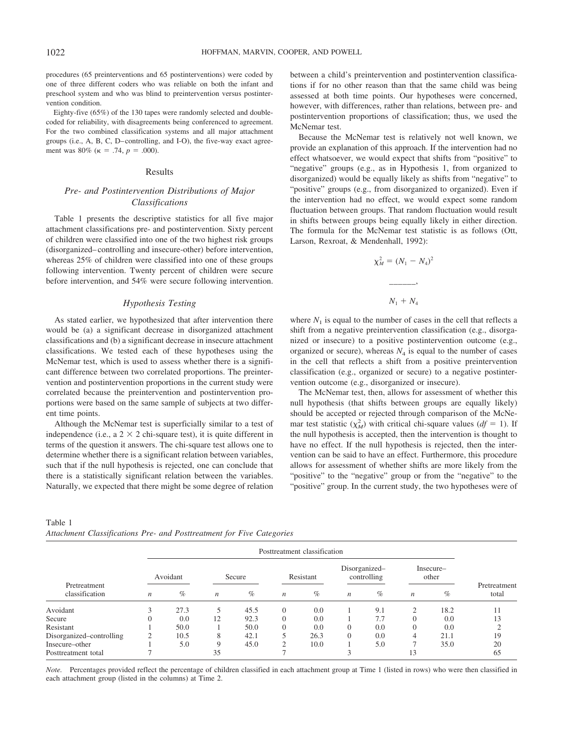procedures (65 preinterventions and 65 postinterventions) were coded by one of three different coders who was reliable on both the infant and preschool system and who was blind to preintervention versus postintervention condition.

Eighty-five (65%) of the 130 tapes were randomly selected and double-coded for reliability, with disagreements being conferenced to agreement. For the two combined classification systems and all major attachment groups (i.e., A, B, C, D–controlling, and I-O), the five-way exact agreement was 80% ($\kappa$ = .74, $p$ = .000).

## Results

### Pre- and Postintervention Distributions of Major Classifications

Table 1 presents the descriptive statistics for all five major attachment classifications pre- and postintervention. Sixty percent of children were classified into one of the two highest risk groups (disorganized–controlling and insecure-other) before intervention, whereas 25% of children were classified into one of these groups following intervention. Twenty percent of children were secure before intervention, and 54% were secure following intervention.

### Hypothesis Testing

As stated earlier, we hypothesized that after intervention there would be (a) a significant decrease in disorganized attachment classifications and (b) a significant decrease in insecure attachment classifications. We tested each of these hypotheses using the McNemar test, which is used to assess whether there is a significant difference between two correlated proportions. The preintervention and postintervention proportions in the current study were correlated because the preintervention and postintervention proportions were based on the same sample of subjects at two different time points.

Although the McNemar test is superficially similar to a test of independence (i.e., a 2 × 2 chi-square test), it is quite different in terms of the question it answers. The chi-square test allows one to determine whether there is a significant relation between variables, such that if the null hypothesis is rejected, one can conclude that there is a statistically significant relation between the variables. Naturally, we expected that there might be some degree of relation between a child's preintervention and postintervention classifications if for no other reason than that the same child was being assessed at both time points. Our hypotheses were concerned, however, with differences, rather than relations, between pre- and postintervention proportions of classification; thus, we used the McNemar test.

Because the McNemar test is relatively not well known, we provide an explanation of this approach. If the intervention had no effect whatsoever, we would expect that shifts from "positive" to "negative" groups (e.g., as in Hypothesis 1, from organized to disorganized) would be equally likely as shifts from "negative" to "positive" groups (e.g., from disorganized to organized). Even if the intervention had no effect, we would expect some random fluctuation between groups. That random fluctuation would result in shifts between groups being equally likely in either direction. The formula for the McNemar test statistic is as follows (Ott, Larson, Rexroat, & Mendenhall, 1992):

$$\chi^2_M = \frac{(N_1 - N_4)^2}{N_1 + N_4},$$

where $N_1$ is equal to the number of cases in the cell that reflects a shift from a negative preintervention classification (e.g., disorganized or insecure) to a positive postintervention outcome (e.g., organized or secure), whereas $N_4$ is equal to the number of cases in the cell that reflects a shift from a positive preintervention classification (e.g., organized or secure) to a negative postintervention outcome (e.g., disorganized or insecure).

The McNemar test, then, allows for assessment of whether this null hypothesis (that shifts between groups are equally likely) should be accepted or rejected through comparison of the McNemar test statistic ($\chi^2_M$) with critical chi-square values ($df$ = 1). If the null hypothesis is accepted, then the intervention is thought to have no effect. If the null hypothesis is rejected, then the intervention can be said to have an effect. Furthermore, this procedure allows for assessment of whether shifts are more likely from the "positive" to the "negative" group or from the "negative" to the "positive" group. In the current study, the two hypotheses were of

Table 1
*Attachment Classifications Pre- and Posttreatment for Five Categories*

| Pretreatment classification | Posttreatment classification | | | | | | | | | | Pretreatment total |
|---|---|---|---|---|---|---|---|---|---|---|---|
| | Avoidant | | Secure | | Resistant | | Disorganized–controlling | | Insecure–other | | |
| | $n$ | % | $n$ | % | $n$ | % | $n$ | % | $n$ | % | |
| Avoidant | 3 | 27.3 | 5 | 45.5 | 0 | 0.0 | 1 | 9.1 | 2 | 18.2 | 11 |
| Secure | 0 | 0.0 | 12 | 92.3 | 0 | 0.0 | 1 | 7.7 | 0 | 0.0 | 13 |
| Resistant | 1 | 50.0 | 1 | 50.0 | 0 | 0.0 | 0 | 0.0 | 0 | 0.0 | 2 |
| Disorganized–controlling | 2 | 10.5 | 8 | 42.1 | 5 | 26.3 | 0 | 0.0 | 4 | 21.1 | 19 |
| Insecure–other | 1 | 5.0 | 9 | 45.0 | 2 | 10.0 | 1 | 5.0 | 7 | 35.0 | 20 |
| Posttreatment total | 7 | | 35 | | 7 | | 3 | | 13 | | 65 |

*Note.* Percentages provided reflect the percentage of children classified in each attachment group at Time 1 (listed in rows) who were then classified in each attachment group (listed in the columns) at Time 2.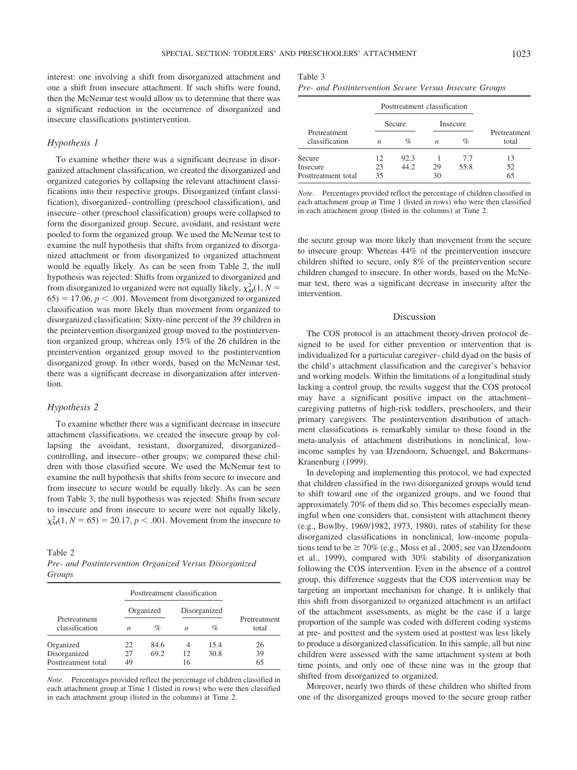interest: one involving a shift from disorganized attachment and one a shift from insecure attachment. If such shifts were found, then the McNemar test would allow us to determine that there was a significant reduction in the occurrence of disorganized and insecure classifications postintervention.

### *Hypothesis 1*

To examine whether there was a significant decrease in disorganized attachment classification, we created the disorganized and organized categories by collapsing the relevant attachment classifications into their respective groups. Disorganized (infant classification), disorganized–controlling (preschool classification), and insecure–other (preschool classification) groups were collapsed to form the disorganized group. Secure, avoidant, and resistant were pooled to form the organized group. We used the McNemar test to examine the null hypothesis that shifts from organized to disorganized attachment or from disorganized to organized attachment would be equally likely. As can be seen from Table 2, the null hypothesis was rejected: Shifts from organized to disorganized and from disorganized to organized were not equally likely, $\chi^2_M(1, N = 65) = 17.06$, $p < .001$. Movement from disorganized to organized classification was more likely than movement from organized to disorganized classification: Sixty-nine percent of the 39 children in the preintervention disorganized group moved to the postintervention organized group, whereas only 15% of the 26 children in the preintervention organized group moved to the postintervention disorganized group. In other words, based on the McNemar test, there was a significant decrease in disorganization after intervention.

### *Hypothesis 2*

To examine whether there was a significant decrease in insecure attachment classifications, we created the insecure group by collapsing the avoidant, resistant, disorganized, disorganized–controlling, and insecure–other groups; we compared these children with those classified secure. We used the McNemar test to examine the null hypothesis that shifts from secure to insecure and from insecure to secure would be equally likely. As can be seen from Table 3, the null hypothesis was rejected: Shifts from secure to insecure and from insecure to secure were not equally likely, $\chi^2_M(1, N = 65) = 20.17$, $p < .001$. Movement from the insecure to the secure group was more likely than movement from the secure to insecure group: Whereas 44% of the preintervention insecure children shifted to secure, only 8% of the preintervention secure children changed to insecure. In other words, based on the McNemar test, there was a significant decrease in insecurity after the intervention.

Table 2
*Pre- and Postintervention Organized Versus Disorganized Groups*

| Pretreatment classification | Posttreatment classification | | | | Pretreatment total |
|---|---|---|---|---|---|
| | Organized | | Disorganized | | |
| | *n* | % | *n* | % | |
| Organized | 22 | 84.6 | 4 | 15.4 | 26 |
| Disorganized | 27 | 69.2 | 12 | 30.8 | 39 |
| Posttreatment total | 49 | | 16 | | 65 |

*Note.* Percentages provided reflect the percentage of children classified in each attachment group at Time 1 (listed in rows) who were then classified in each attachment group (listed in the columns) at Time 2.

Table 3
*Pre- and Postintervention Secure Versus Insecure Groups*

| Pretreatment classification | Posttreatment classification | | | | Pretreatment total |
|---|---|---|---|---|---|
| | Secure | | Insecure | | |
| | *n* | % | *n* | % | |
| Secure | 12 | 92.3 | 1 | 7.7 | 13 |
| Insecure | 23 | 44.2 | 29 | 55.8 | 52 |
| Posttreatment total | 35 | | 30 | | 65 |

*Note.* Percentages provided reflect the percentage of children classified in each attachment group at Time 1 (listed in rows) who were then classified in each attachment group (listed in the columns) at Time 2.

## Discussion

The COS protocol is an attachment theory-driven protocol designed to be used for either prevention or intervention that is individualized for a particular caregiver–child dyad on the basis of the child's attachment classification and the caregiver's behavior and working models. Within the limitations of a longitudinal study lacking a control group, the results suggest that the COS protocol may have a significant positive impact on the attachment–caregiving patterns of high-risk toddlers, preschoolers, and their primary caregivers. The postintervention distribution of attachment classifications is remarkably similar to those found in the meta-analysis of attachment distributions in nonclinical, low-income samples by van IJzendoorn, Schuengel, and Bakermans-Kranenburg (1999).

In developing and implementing this protocol, we had expected that children classified in the two disorganized groups would tend to shift toward one of the organized groups, and we found that approximately 70% of them did so. This becomes especially meaningful when one considers that, consistent with attachment theory (e.g., Bowlby, 1969/1982, 1973, 1980), rates of stability for these disorganized classifications in nonclinical, low-income populations tend to be ≥ 70% (e.g., Moss et al., 2005; see van IJzendoorn et al., 1999), compared with 30% stability of disorganization following the COS intervention. Even in the absence of a control group, this difference suggests that the COS intervention may be targeting an important mechanism for change. It is unlikely that this shift from disorganized to organized attachment is an artifact of the attachment assessments, as might be the case if a large proportion of the sample was coded with different coding systems at pre- and posttest and the system used at posttest was less likely to produce a disorganized classification. In this sample, all but nine children were assessed with the same attachment system at both time points, and only one of these nine was in the group that shifted from disorganized to organized.

Moreover, nearly two thirds of these children who shifted from one of the disorganized groups moved to the secure group rather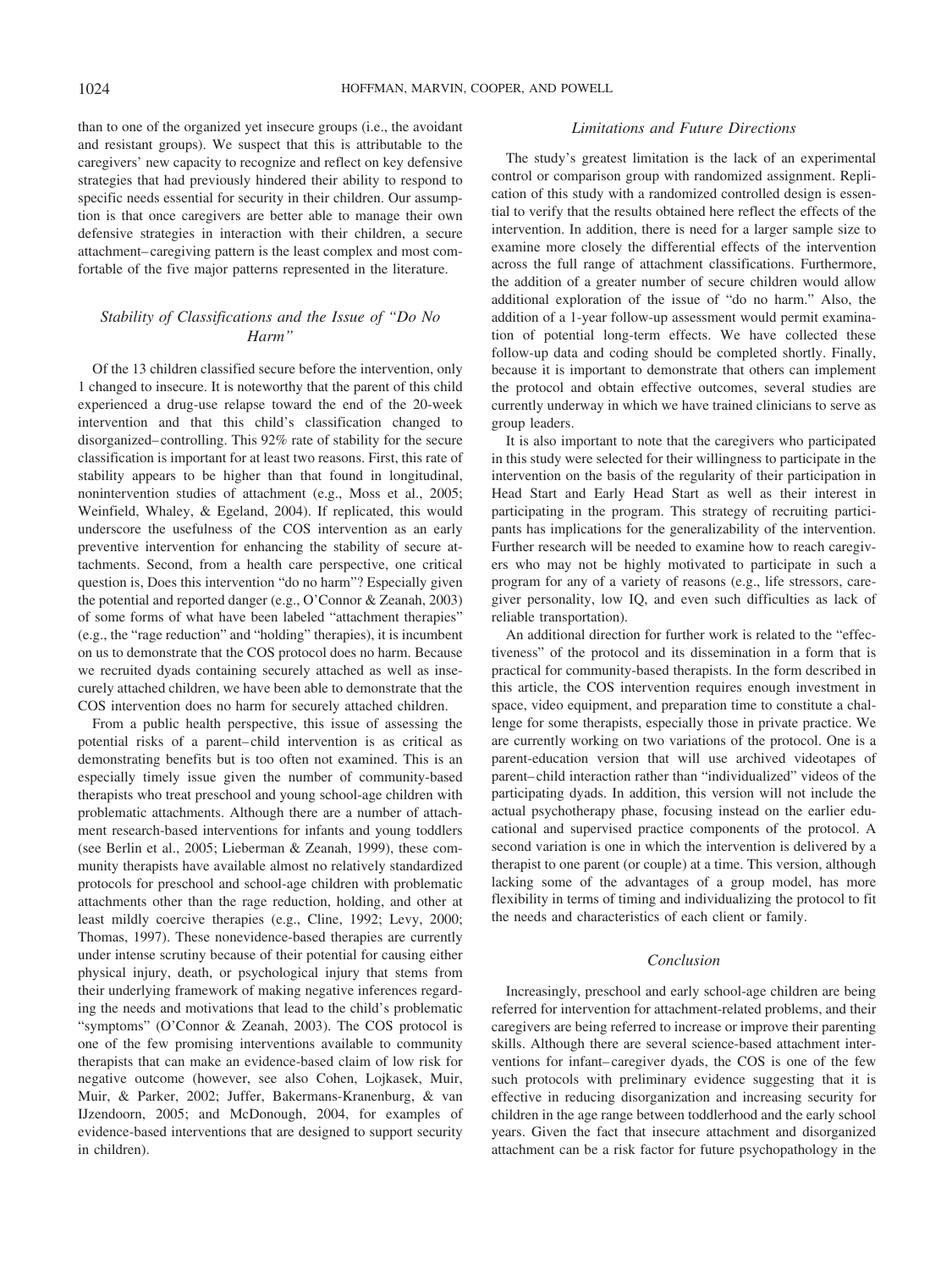than to one of the organized yet insecure groups (i.e., the avoidant and resistant groups). We suspect that this is attributable to the caregivers' new capacity to recognize and reflect on key defensive strategies that had previously hindered their ability to respond to specific needs essential for security in their children. Our assumption is that once caregivers are better able to manage their own defensive strategies in interaction with their children, a secure attachment–caregiving pattern is the least complex and most comfortable of the five major patterns represented in the literature.

### *Stability of Classifications and the Issue of "Do No Harm"*

Of the 13 children classified secure before the intervention, only 1 changed to insecure. It is noteworthy that the parent of this child experienced a drug-use relapse toward the end of the 20-week intervention and that this child's classification changed to disorganized–controlling. This 92% rate of stability for the secure classification is important for at least two reasons. First, this rate of stability appears to be higher than that found in longitudinal, nonintervention studies of attachment (e.g., Moss et al., 2005; Weinfield, Whaley, & Egeland, 2004). If replicated, this would underscore the usefulness of the COS intervention as an early preventive intervention for enhancing the stability of secure attachments. Second, from a health care perspective, one critical question is, Does this intervention "do no harm"? Especially given the potential and reported danger (e.g., O'Connor & Zeanah, 2003) of some forms of what have been labeled "attachment therapies" (e.g., the "rage reduction" and "holding" therapies), it is incumbent on us to demonstrate that the COS protocol does no harm. Because we recruited dyads containing securely attached as well as insecurely attached children, we have been able to demonstrate that the COS intervention does no harm for securely attached children.

From a public health perspective, this issue of assessing the potential risks of a parent–child intervention is as critical as demonstrating benefits but is too often not examined. This is an especially timely issue given the number of community-based therapists who treat preschool and young school-age children with problematic attachments. Although there are a number of attachment research-based interventions for infants and young toddlers (see Berlin et al., 2005; Lieberman & Zeanah, 1999), these community therapists have available almost no relatively standardized protocols for preschool and school-age children with problematic attachments other than the rage reduction, holding, and other at least mildly coercive therapies (e.g., Cline, 1992; Levy, 2000; Thomas, 1997). These nonevidence-based therapies are currently under intense scrutiny because of their potential for causing either physical injury, death, or psychological injury that stems from their underlying framework of making negative inferences regarding the needs and motivations that lead to the child's problematic "symptoms" (O'Connor & Zeanah, 2003). The COS protocol is one of the few promising interventions available to community therapists that can make an evidence-based claim of low risk for negative outcome (however, see also Cohen, Lojkasek, Muir, Muir, & Parker, 2002; Juffer, Bakermans-Kranenburg, & van IJzendoorn, 2005; and McDonough, 2004, for examples of evidence-based interventions that are designed to support security in children).

### *Limitations and Future Directions*

The study's greatest limitation is the lack of an experimental control or comparison group with randomized assignment. Replication of this study with a randomized controlled design is essential to verify that the results obtained here reflect the effects of the intervention. In addition, there is need for a larger sample size to examine more closely the differential effects of the intervention across the full range of attachment classifications. Furthermore, the addition of a greater number of secure children would allow additional exploration of the issue of "do no harm." Also, the addition of a 1-year follow-up assessment would permit examination of potential long-term effects. We have collected these follow-up data and coding should be completed shortly. Finally, because it is important to demonstrate that others can implement the protocol and obtain effective outcomes, several studies are currently underway in which we have trained clinicians to serve as group leaders.

It is also important to note that the caregivers who participated in this study were selected for their willingness to participate in the intervention on the basis of the regularity of their participation in Head Start and Early Head Start as well as their interest in participating in the program. This strategy of recruiting participants has implications for the generalizability of the intervention. Further research will be needed to examine how to reach caregivers who may not be highly motivated to participate in such a program for any of a variety of reasons (e.g., life stressors, caregiver personality, low IQ, and even such difficulties as lack of reliable transportation).

An additional direction for further work is related to the "effectiveness" of the protocol and its dissemination in a form that is practical for community-based therapists. In the form described in this article, the COS intervention requires enough investment in space, video equipment, and preparation time to constitute a challenge for some therapists, especially those in private practice. We are currently working on two variations of the protocol. One is a parent-education version that will use archived videotapes of parent–child interaction rather than "individualized" videos of the participating dyads. In addition, this version will not include the actual psychotherapy phase, focusing instead on the earlier educational and supervised practice components of the protocol. A second variation is one in which the intervention is delivered by a therapist to one parent (or couple) at a time. This version, although lacking some of the advantages of a group model, has more flexibility in terms of timing and individualizing the protocol to fit the needs and characteristics of each client or family.

### *Conclusion*

Increasingly, preschool and early school-age children are being referred for intervention for attachment-related problems, and their caregivers are being referred to increase or improve their parenting skills. Although there are several science-based attachment interventions for infant–caregiver dyads, the COS is one of the few such protocols with preliminary evidence suggesting that it is effective in reducing disorganization and increasing security for children in the age range between toddlerhood and the early school years. Given the fact that insecure attachment and disorganized attachment can be a risk factor for future psychopathology in the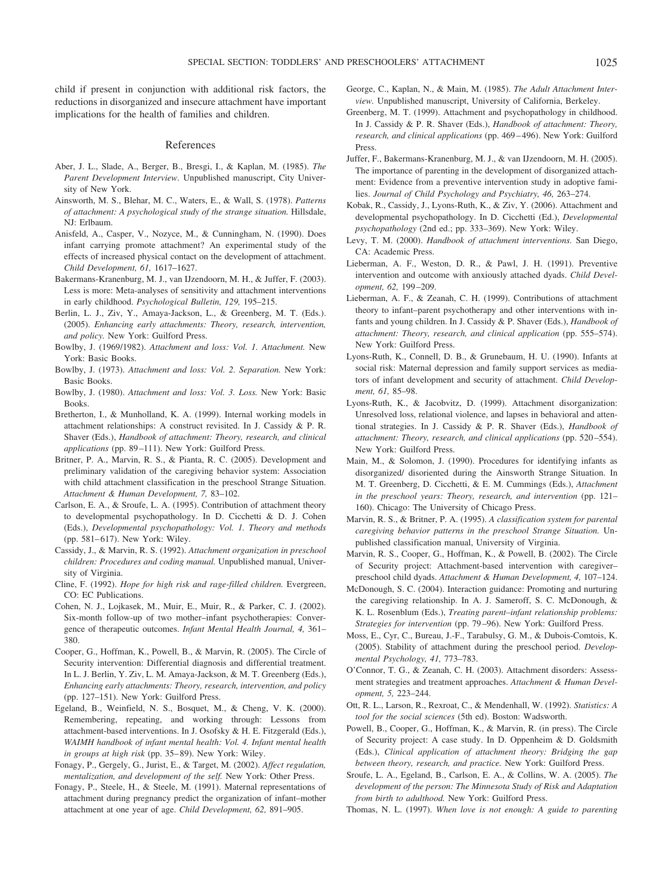child if present in conjunction with additional risk factors, the reductions in disorganized and insecure attachment have important implications for the health of families and children.

## References

Aber, J. L., Slade, A., Berger, B., Bresgi, I., & Kaplan, M. (1985). *The Parent Development Interview.* Unpublished manuscript, City University of New York.

Ainsworth, M. S., Blehar, M. C., Waters, E., & Wall, S. (1978). *Patterns of attachment: A psychological study of the strange situation.* Hillsdale, NJ: Erlbaum.

Anisfeld, A., Casper, V., Nozyce, M., & Cunningham, N. (1990). Does infant carrying promote attachment? An experimental study of the effects of increased physical contact on the development of attachment. *Child Development, 61,* 1617–1627.

Bakermans-Kranenburg, M. J., van IJzendoorn, M. H., & Juffer, F. (2003). Less is more: Meta-analyses of sensitivity and attachment interventions in early childhood. *Psychological Bulletin, 129,* 195–215.

Berlin, L. J., Ziv, Y., Amaya-Jackson, L., & Greenberg, M. T. (Eds.). (2005). *Enhancing early attachments: Theory, research, intervention, and policy.* New York: Guilford Press.

Bowlby, J. (1969/1982). *Attachment and loss: Vol. 1. Attachment.* New York: Basic Books.

Bowlby, J. (1973). *Attachment and loss: Vol. 2. Separation.* New York: Basic Books.

Bowlby, J. (1980). *Attachment and loss: Vol. 3. Loss.* New York: Basic Books.

Bretherton, I., & Munholland, K. A. (1999). Internal working models in attachment relationships: A construct revisited. In J. Cassidy & P. R. Shaver (Eds.), *Handbook of attachment: Theory, research, and clinical applications* (pp. 89–111). New York: Guilford Press.

Britner, P. A., Marvin, R. S., & Pianta, R. C. (2005). Development and preliminary validation of the caregiving behavior system: Association with child attachment classification in the preschool Strange Situation. *Attachment & Human Development, 7,* 83–102.

Carlson, E. A., & Sroufe, L. A. (1995). Contribution of attachment theory to developmental psychopathology. In D. Cicchetti & D. J. Cohen (Eds.), *Developmental psychopathology: Vol. 1. Theory and methods* (pp. 581–617). New York: Wiley.

Cassidy, J., & Marvin, R. S. (1992). *Attachment organization in preschool children: Procedures and coding manual.* Unpublished manual, University of Virginia.

Cline, F. (1992). *Hope for high risk and rage-filled children.* Evergreen, CO: EC Publications.

Cohen, N. J., Lojkasek, M., Muir, E., Muir, R., & Parker, C. J. (2002). Six-month follow-up of two mother–infant psychotherapies: Convergence of therapeutic outcomes. *Infant Mental Health Journal, 4,* 361–380.

Cooper, G., Hoffman, K., Powell, B., & Marvin, R. (2005). The Circle of Security intervention: Differential diagnosis and differential treatment. In L. J. Berlin, Y. Ziv, L. M. Amaya-Jackson, & M. T. Greenberg (Eds.), *Enhancing early attachments: Theory, research, intervention, and policy* (pp. 127–151). New York: Guilford Press.

Egeland, B., Weinfield, N. S., Bosquet, M., & Cheng, V. K. (2000). Remembering, repeating, and working through: Lessons from attachment-based interventions. In J. Osofsky & H. E. Fitzgerald (Eds.), *WAIMH handbook of infant mental health: Vol. 4. Infant mental health in groups at high risk* (pp. 35–89). New York: Wiley.

Fonagy, P., Gergely, G., Jurist, E., & Target, M. (2002). *Affect regulation, mentalization, and development of the self.* New York: Other Press.

Fonagy, P., Steele, H., & Steele, M. (1991). Maternal representations of attachment during pregnancy predict the organization of infant–mother attachment at one year of age. *Child Development, 62,* 891–905.

George, C., Kaplan, N., & Main, M. (1985). *The Adult Attachment Interview.* Unpublished manuscript, University of California, Berkeley.

Greenberg, M. T. (1999). Attachment and psychopathology in childhood. In J. Cassidy & P. R. Shaver (Eds.), *Handbook of attachment: Theory, research, and clinical applications* (pp. 469–496). New York: Guilford Press.

Juffer, F., Bakermans-Kranenburg, M. J., & van IJzendoorn, M. H. (2005). The importance of parenting in the development of disorganized attachment: Evidence from a preventive intervention study in adoptive families. *Journal of Child Psychology and Psychiatry, 46,* 263–274.

Kobak, R., Cassidy, J., Lyons-Ruth, K., & Ziv, Y. (2006). Attachment and developmental psychopathology. In D. Cicchetti (Ed.), *Developmental psychopathology* (2nd ed.; pp. 333–369). New York: Wiley.

Levy, T. M. (2000). *Handbook of attachment interventions.* San Diego, CA: Academic Press.

Lieberman, A. F., Weston, D. R., & Pawl, J. H. (1991). Preventive intervention and outcome with anxiously attached dyads. *Child Development, 62,* 199–209.

Lieberman, A. F., & Zeanah, C. H. (1999). Contributions of attachment theory to infant–parent psychotherapy and other interventions with infants and young children. In J. Cassidy & P. Shaver (Eds.), *Handbook of attachment: Theory, research, and clinical application* (pp. 555–574). New York: Guilford Press.

Lyons-Ruth, K., Connell, D. B., & Grunebaum, H. U. (1990). Infants at social risk: Maternal depression and family support services as mediators of infant development and security of attachment. *Child Development, 61,* 85–98.

Lyons-Ruth, K., & Jacobvitz, D. (1999). Attachment disorganization: Unresolved loss, relational violence, and lapses in behavioral and attentional strategies. In J. Cassidy & P. R. Shaver (Eds.), *Handbook of attachment: Theory, research, and clinical applications* (pp. 520–554). New York: Guilford Press.

Main, M., & Solomon, J. (1990). Procedures for identifying infants as disorganized/ disoriented during the Ainsworth Strange Situation. In M. T. Greenberg, D. Cicchetti, & E. M. Cummings (Eds.), *Attachment in the preschool years: Theory, research, and intervention* (pp. 121–160). Chicago: The University of Chicago Press.

Marvin, R. S., & Britner, P. A. (1995). *A classification system for parental caregiving behavior patterns in the preschool Strange Situation.* Unpublished classification manual, University of Virginia.

Marvin, R. S., Cooper, G., Hoffman, K., & Powell, B. (2002). The Circle of Security project: Attachment-based intervention with caregiver–preschool child dyads. *Attachment & Human Development, 4,* 107–124.

McDonough, S. C. (2004). Interaction guidance: Promoting and nurturing the caregiving relationship. In A. J. Sameroff, S. C. McDonough, & K. L. Rosenblum (Eds.), *Treating parent–infant relationship problems: Strategies for intervention* (pp. 79–96). New York: Guilford Press.

Moss, E., Cyr, C., Bureau, J.-F., Tarabulsy, G. M., & Dubois-Comtois, K. (2005). Stability of attachment during the preschool period. *Developmental Psychology, 41,* 773–783.

O'Connor, T. G., & Zeanah, C. H. (2003). Attachment disorders: Assessment strategies and treatment approaches. *Attachment & Human Development, 5,* 223–244.

Ott, R. L., Larson, R., Rexroat, C., & Mendenhall, W. (1992). *Statistics: A tool for the social sciences* (5th ed). Boston: Wadsworth.

Powell, B., Cooper, G., Hoffman, K., & Marvin, R. (in press). The Circle of Security project: A case study. In D. Oppenheim & D. Goldsmith (Eds.), *Clinical application of attachment theory: Bridging the gap between theory, research, and practice.* New York: Guilford Press.

Sroufe, L. A., Egeland, B., Carlson, E. A., & Collins, W. A. (2005). *The development of the person: The Minnesota Study of Risk and Adaptation from birth to adulthood.* New York: Guilford Press.

Thomas, N. L. (1997). *When love is not enough: A guide to parenting*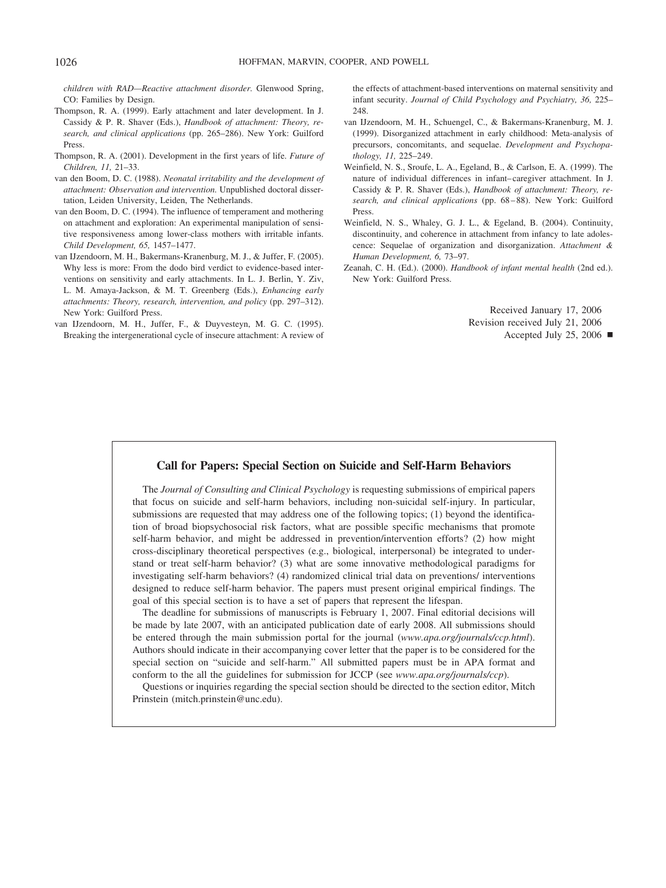*children with RAD—Reactive attachment disorder.* Glenwood Spring, CO: Families by Design.

Thompson, R. A. (1999). Early attachment and later development. In J. Cassidy & P. R. Shaver (Eds.), *Handbook of attachment: Theory, research, and clinical applications* (pp. 265–286). New York: Guilford Press.

Thompson, R. A. (2001). Development in the first years of life. *Future of Children, 11,* 21–33.

van den Boom, D. C. (1988). *Neonatal irritability and the development of attachment: Observation and intervention.* Unpublished doctoral dissertation, Leiden University, Leiden, The Netherlands.

van den Boom, D. C. (1994). The influence of temperament and mothering on attachment and exploration: An experimental manipulation of sensitive responsiveness among lower-class mothers with irritable infants. *Child Development, 65,* 1457–1477.

van IJzendoorn, M. H., Bakermans-Kranenburg, M. J., & Juffer, F. (2005). Why less is more: From the dodo bird verdict to evidence-based interventions on sensitivity and early attachments. In L. J. Berlin, Y. Ziv, L. M. Amaya-Jackson, & M. T. Greenberg (Eds.), *Enhancing early attachments: Theory, research, intervention, and policy* (pp. 297–312). New York: Guilford Press.

van IJzendoorn, M. H., Juffer, F., & Duyvesteyn, M. G. C. (1995). Breaking the intergenerational cycle of insecure attachment: A review of the effects of attachment-based interventions on maternal sensitivity and infant security. *Journal of Child Psychology and Psychiatry, 36,* 225–248.

van IJzendoorn, M. H., Schuengel, C., & Bakermans-Kranenburg, M. J. (1999). Disorganized attachment in early childhood: Meta-analysis of precursors, concomitants, and sequelae. *Development and Psychopathology, 11,* 225–249.

Weinfield, N. S., Sroufe, L. A., Egeland, B., & Carlson, E. A. (1999). The nature of individual differences in infant–caregiver attachment. In J. Cassidy & P. R. Shaver (Eds.), *Handbook of attachment: Theory, research, and clinical applications* (pp. 68–88). New York: Guilford Press.

Weinfield, N. S., Whaley, G. J. L., & Egeland, B. (2004). Continuity, discontinuity, and coherence in attachment from infancy to late adolescence: Sequelae of organization and disorganization. *Attachment & Human Development, 6,* 73–97.

Zeanah, C. H. (Ed.). (2000). *Handbook of infant mental health* (2nd ed.). New York: Guilford Press.

Received January 17, 2006
Revision received July 21, 2006
Accepted July 25, 2006 ■

## Call for Papers: Special Section on Suicide and Self-Harm Behaviors

The *Journal of Consulting and Clinical Psychology* is requesting submissions of empirical papers that focus on suicide and self-harm behaviors, including non-suicidal self-injury. In particular, submissions are requested that may address one of the following topics; (1) beyond the identification of broad biopsychosocial risk factors, what are possible specific mechanisms that promote self-harm behavior, and might be addressed in prevention/intervention efforts? (2) how might cross-disciplinary theoretical perspectives (e.g., biological, interpersonal) be integrated to understand or treat self-harm behavior? (3) what are some innovative methodological paradigms for investigating self-harm behaviors? (4) randomized clinical trial data on preventions/ interventions designed to reduce self-harm behavior. The papers must present original empirical findings. The goal of this special section is to have a set of papers that represent the lifespan.

The deadline for submissions of manuscripts is February 1, 2007. Final editorial decisions will be made by late 2007, with an anticipated publication date of early 2008. All submissions should be entered through the main submission portal for the journal (*www.apa.org/journals/ccp.html*). Authors should indicate in their accompanying cover letter that the paper is to be considered for the special section on "suicide and self-harm." All submitted papers must be in APA format and conform to the all the guidelines for submission for JCCP (see *www.apa.org/journals/ccp*).

Questions or inquiries regarding the special section should be directed to the section editor, Mitch Prinstein (mitch.prinstein@unc.edu).